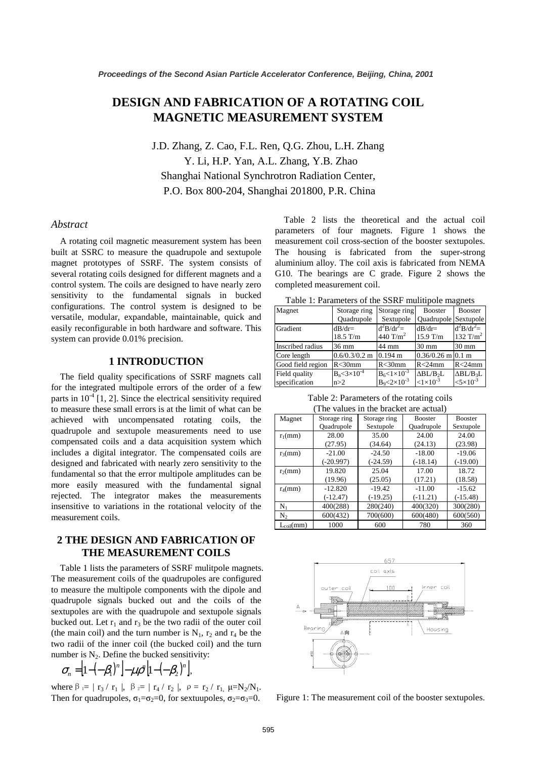# DESIGN AND FABRICATION OF A ROTATING COIL MAGNETIC MEASUREMENT SYSTEM

J.D. Zhang, Z. Cao, F.L. Ren, Q.G. Zhou, L.H. Zhang
Y. Li, H.P. Yan, A.L. Zhang, Y.B. Zhao
Shanghai National Synchrotron Radiation Center,
P.O. Box 800-204, Shanghai 201800, P.R. China

## *Abstract*

A rotating coil magnetic measurement system has been built at SSRC to measure the quadrupole and sextupole magnet prototypes of SSRF. The system consists of several rotating coils designed for different magnets and a control system. The coils are designed to have nearly zero sensitivity to the fundamental signals in bucked configurations. The control system is designed to be versatile, modular, expandable, maintainable, quick and easily reconfigurable in both hardware and software. This system can provide 0.01% precision.

## 1 INTRODUCTION

The field quality specifications of SSRF magnets call for the integrated multipole errors of the order of a few parts in $10^{-4}$ [1, 2]. Since the electrical sensitivity required to measure these small errors is at the limit of what can be achieved with uncompensated rotating coils, the quadrupole and sextupole measurements need to use compensated coils and a data acquisition system which includes a digital integrator. The compensated coils are designed and fabricated with nearly zero sensitivity to the fundamental so that the error multipole amplitudes can be more easily measured with the fundamental signal rejected. The integrator makes the measurements insensitive to variations in the rotational velocity of the measurement coils.

## 2 THE DESIGN AND FABRICATION OF THE MEASUREMENT COILS

Table 1 lists the parameters of SSRF mulitpole magnets. The measurement coils of the quadrupoles are configured to measure the multipole components with the dipole and quadrupole signals bucked out and the coils of the sextupoles are with the quadrupole and sextupole signals bucked out. Let $r_1$ and $r_3$ be the two radii of the outer coil (the main coil) and the turn number is $N_1$, $r_2$ and $r_4$ be the two radii of the inner coil (the bucked coil) and the turn number is $N_2$. Define the bucked sensitivity:

$$\sigma_n = \left[1-(-\beta_1)^n\right] - \mu\rho^n\left[1-(-\beta_2)^n\right],$$

where $\beta_1 = | r_3 / r_1 |$, $\beta_2 = | r_4 / r_2 |$, $\rho = r_2 / r_1$, $\mu = N_2/N_1$. Then for quadrupoles, $\sigma_1=\sigma_2=0$, for sextuupoles, $\sigma_2=\sigma_3=0$.

Table 2 lists the theoretical and the actual coil parameters of four magnets. Figure 1 shows the measurement coil cross-section of the booster sextupoles. The housing is fabricated from the super-strong aluminium alloy. The coil axis is fabricated from NEMA G10. The bearings are C grade. Figure 2 shows the completed measurement coil.

Table 1: Parameters of the SSRF mulitipole magnets

| Magnet | Storage ring Quadrupole | Storage ring Sextupole | Booster Quadrupole | Booster Sextupole |
|---|---|---|---|---|
| Gradient | dB/dr= 18.5 T/m | $d^2B/dr^2$= 440 T/m$^2$ | dB/dr= 15.9 T/m | $d^2B/dr^2$= 132 T/m$^2$ |
| Inscribed radius | 36 mm | 44 mm | 30 mm | 30 mm |
| Core length | 0.6/0.3/0.2 m | 0.194 m | 0.36/0.26 m | 0.1 m |
| Good field region | R<30mm | R<30mm | R<24mm | R<24mm |
| Field quality specification | $B_n<3\times10^{-4}$ n>2 | $B_6<1\times10^{-3}$ $B_9<2\times10^{-3}$ | $\Delta BL/B_2L$ $<1\times10^{-3}$ | $\Delta BL/B_3L$ $<5\times10^{-3}$ |

Table 2: Parameters of the rotating coils (The values in the bracket are actual)

| Magnet | Storage ring Quadrupole | Storage ring Sextupole | Booster Quadrupole | Booster Sextupole |
|---|---|---|---|---|
| $r_1$(mm) | 28.00 (27.95) | 35.00 (34.64) | 24.00 (24.13) | 24.00 (23.98) |
| $r_3$(mm) | -21.00 (-20.997) | -24.50 (-24.59) | -18.00 (-18.14) | -19.06 (-19.00) |
| $r_2$(mm) | 19.820 (19.96) | 25.04 (25.05) | 17.00 (17.21) | 18.72 (18.58) |
| $r_4$(mm) | -12.820 (-12.47) | -19.42 (-19.25) | -11.00 (-11.21) | -15.62 (-15.48) |
| $N_1$ | 400(288) | 280(240) | 400(320) | 300(280) |
| $N_2$ | 600(432) | 700(600) | 600(480) | 600(560) |
| $L_{coil}$(mm) | 1000 | 600 | 780 | 360 |

Figure 1: The measurement coil of the booster sextupoles.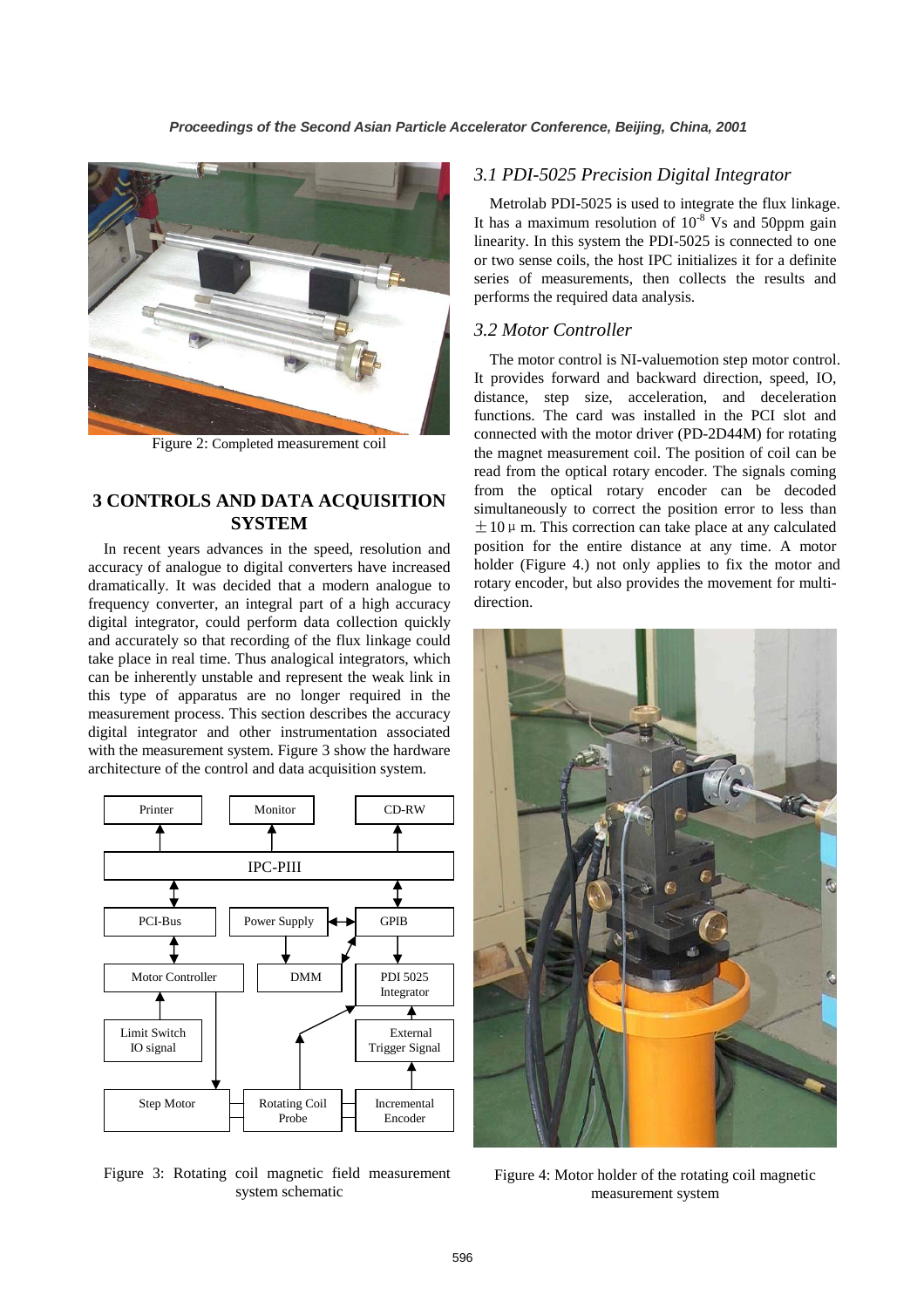Figure 2: Completed measurement coil

## 3 CONTROLS AND DATA ACQUISITION SYSTEM

In recent years advances in the speed, resolution and accuracy of analogue to digital converters have increased dramatically. It was decided that a modern analogue to frequency converter, an integral part of a high accuracy digital integrator, could perform data collection quickly and accurately so that recording of the flux linkage could take place in real time. Thus analogical integrators, which can be inherently unstable and represent the weak link in this type of apparatus are no longer required in the measurement process. This section describes the accuracy digital integrator and other instrumentation associated with the measurement system. Figure 3 show the hardware architecture of the control and data acquisition system.

Figure 3: Rotating coil magnetic field measurement system schematic

### 3.1 PDI-5025 Precision Digital Integrator

Metrolab PDI-5025 is used to integrate the flux linkage. It has a maximum resolution of $10^{-8}$ Vs and 50ppm gain linearity. In this system the PDI-5025 is connected to one or two sense coils, the host IPC initializes it for a definite series of measurements, then collects the results and performs the required data analysis.

### 3.2 Motor Controller

The motor control is NI-valuemotion step motor control. It provides forward and backward direction, speed, IO, distance, step size, acceleration, and deceleration functions. The card was installed in the PCI slot and connected with the motor driver (PD-2D44M) for rotating the magnet measurement coil. The position of coil can be read from the optical rotary encoder. The signals coming from the optical rotary encoder can be decoded simultaneously to correct the position error to less than $\pm 10\,\mu$m. This correction can take place at any calculated position for the entire distance at any time. A motor holder (Figure 4.) not only applies to fix the motor and rotary encoder, but also provides the movement for multi-direction.

Figure 4: Motor holder of the rotating coil magnetic measurement system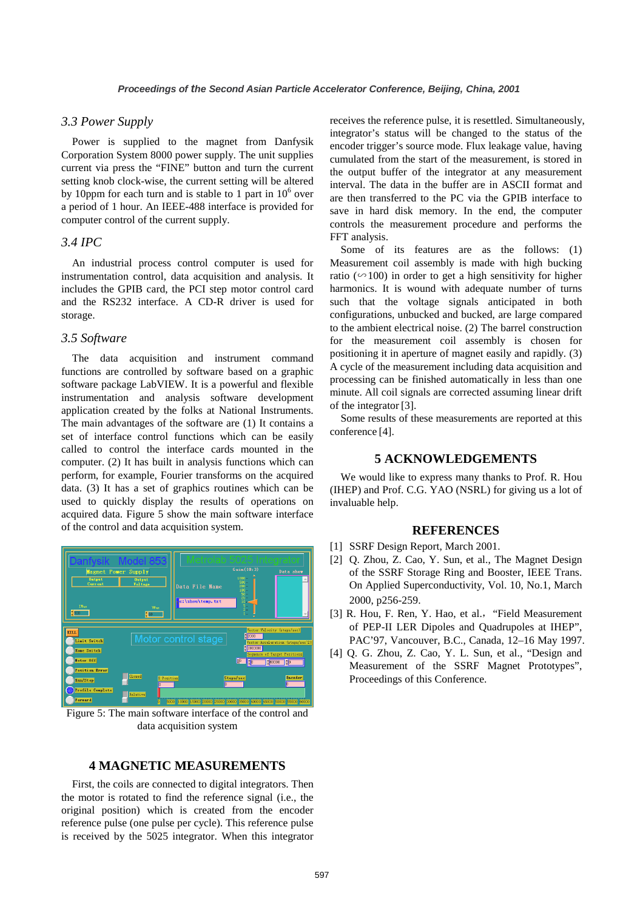### 3.3 Power Supply

Power is supplied to the magnet from Danfysik Corporation System 8000 power supply. The unit supplies current via press the "FINE" button and turn the current setting knob clock-wise, the current setting will be altered by 10ppm for each turn and is stable to 1 part in $10^6$ over a period of 1 hour. An IEEE-488 interface is provided for computer control of the current supply.

### 3.4 IPC

An industrial process control computer is used for instrumentation control, data acquisition and analysis. It includes the GPIB card, the PCI step motor control card and the RS232 interface. A CD-R driver is used for storage.

### 3.5 Software

The data acquisition and instrument command functions are controlled by software based on a graphic software package LabVIEW. It is a powerful and flexible instrumentation and analysis software development application created by the folks at National Instruments. The main advantages of the software are (1) It contains a set of interface control functions which can be easily called to control the interface cards mounted in the computer. (2) It has built in analysis functions which can perform, for example, Fourier transforms on the acquired data. (3) It has a set of graphics routines which can be used to quickly display the results of operations on acquired data. Figure 5 show the main software interface of the control and data acquisition system.

Figure 5: The main software interface of the control and data acquisition system

## 4 MAGNETIC MEASUREMENTS

First, the coils are connected to digital integrators. Then the motor is rotated to find the reference signal (i.e., the original position) which is created from the encoder reference pulse (one pulse per cycle). This reference pulse is received by the 5025 integrator. When this integrator receives the reference pulse, it is resettled. Simultaneously, integrator's status will be changed to the status of the encoder trigger's source mode. Flux leakage value, having cumulated from the start of the measurement, is stored in the output buffer of the integrator at any measurement interval. The data in the buffer are in ASCII format and are then transferred to the PC via the GPIB interface to save in hard disk memory. In the end, the computer controls the measurement procedure and performs the FFT analysis.

Some of its features are as the follows: (1) Measurement coil assembly is made with high bucking ratio ($\backsim$100) in order to get a high sensitivity for higher harmonics. It is wound with adequate number of turns such that the voltage signals anticipated in both configurations, unbucked and bucked, are large compared to the ambient electrical noise. (2) The barrel construction for the measurement coil assembly is chosen for positioning it in aperture of magnet easily and rapidly. (3) A cycle of the measurement including data acquisition and processing can be finished automatically in less than one minute. All coil signals are corrected assuming linear drift of the integrator [3].

Some results of these measurements are reported at this conference [4].

## 5 ACKNOWLEDGEMENTS

We would like to express many thanks to Prof. R. Hou (IHEP) and Prof. C.G. YAO (NSRL) for giving us a lot of invaluable help.

## REFERENCES

[1] SSRF Design Report, March 2001.

[2] Q. Zhou, Z. Cao, Y. Sun, et al., The Magnet Design of the SSRF Storage Ring and Booster, IEEE Trans. On Applied Superconductivity, Vol. 10, No.1, March 2000, p256-259.

[3] R. Hou, F. Ren, Y. Hao, et al.,"Field Measurement of PEP-II LER Dipoles and Quadrupoles at IHEP", PAC'97, Vancouver, B.C., Canada, 12–16 May 1997.

[4] Q. G. Zhou, Z. Cao, Y. L. Sun, et al., "Design and Measurement of the SSRF Magnet Prototypes", Proceedings of this Conference.